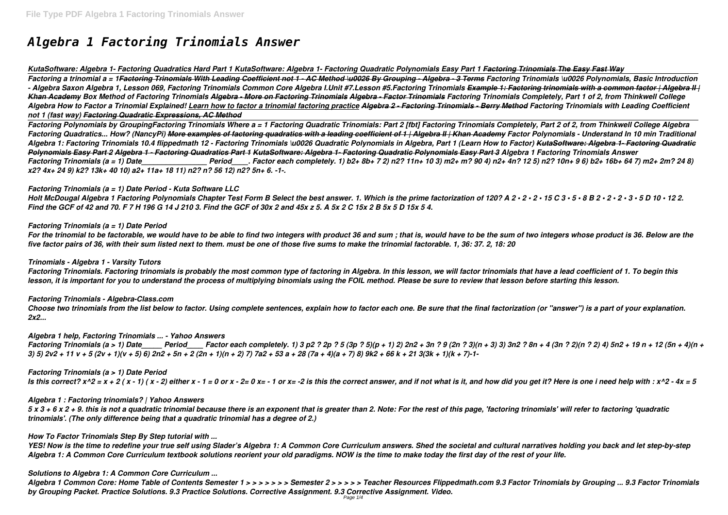# Algebra 1 Factoring Trinomials Answer

*KutaSoftware: Algebra 1- Factoring Quadratics Hard Part 1 KutaSoftware: Algebra 1- Factoring Quadratic Polynomials Easy Part 1 Factoring Trinomials The Easy Fast Way*
*Factoring a trinomial a = 1Factoring Trinomials With Leading Coefficient not 1 - AC Method \u0026 By Grouping - Algebra - 3 Terms Factoring Trinomials \u0026 Polynomials, Basic Introduction - Algebra Saxon Algebra 1, Lesson 069, Factoring Trinomials Common Core Algebra I.Unit #7.Lesson #5.Factoring Trinomials Example 1: Factoring trinomials with a common factor | Algebra II | Khan Academy Box Method of Factoring Trinomials Algebra - More on Factoring Trinomials Algebra - Factor Trinomials Factoring Trinomials Completely, Part 1 of 2, from Thinkwell College Algebra How to Factor a Trinomial Explained! Learn how to factor a trinomial factoring practice Algebra 2 - Factoring Trinomials - Berry Method Factoring Trinomials with Leading Coefficient not 1 (fast way) Factoring Quadratic Expressions, AC Method*

*Factoring Polynomials by GroupingFactoring Trinomials Where a = 1 Factoring Quadratic Trinomials: Part 2 [fbt] Factoring Trinomials Completely, Part 2 of 2, from Thinkwell College Algebra Factoring Quadratics... How? (NancyPi) More examples of factoring quadratics with a leading coefficient of 1 | Algebra II | Khan Academy Factor Polynomials - Understand In 10 min Traditional Algebra 1: Factoring Trinomials 10.4 flippedmath 12 - Factoring Trinomials \u0026 Quadratic Polynomials in Algebra, Part 1 (Learn How to Factor) KutaSoftware: Algebra 1- Factoring Quadratic Polynomials Easy Part 2 Algebra 1 - Factoring Quadratics Part 1 KutaSoftware: Algebra 1- Factoring Quadratic Polynomials Easy Part 3 Algebra 1 Factoring Trinomials Answer*
*Factoring Trinomials (a = 1) Date________________ Period____. Factor each completely. 1) b2+ 8b+ 7 2) n2? 11n+ 10 3) m2+ m? 90 4) n2+ 4n? 12 5) n2? 10n+ 9 6) b2+ 16b+ 64 7) m2+ 2m? 24 8) x2? 4x+ 24 9) k2? 13k+ 40 10) a2+ 11a+ 18 11) n2? n? 56 12) n2? 5n+ 6. -1-.*

***Factoring Trinomials (a = 1) Date Period - Kuta Software LLC***

*Holt McDougal Algebra 1 Factoring Polynomials Chapter Test Form B Select the best answer. 1. Which is the prime factorization of 120? A 2 • 2 • 2 • 15 C 3 • 5 • 8 B 2 • 2 • 2 • 3 • 5 D 10 • 12 2. Find the GCF of 42 and 70. F 7 H 196 G 14 J 210 3. Find the GCF of 30x 2 and 45x z 5. A 5x 2 C 15x 2 B 5x 5 D 15x 5 4.*

***Factoring Trinomials (a = 1) Date Period***

*For the trinomial to be factorable, we would have to be able to find two integers with product 36 and sum ; that is, would have to be the sum of two integers whose product is 36. Below are the five factor pairs of 36, with their sum listed next to them. must be one of those five sums to make the trinomial factorable. 1, 36: 37. 2, 18: 20*

***Trinomials - Algebra 1 - Varsity Tutors***

*Factoring Trinomials. Factoring trinomials is probably the most common type of factoring in Algebra. In this lesson, we will factor trinomials that have a lead coefficient of 1. To begin this lesson, it is important for you to understand the process of multiplying binomials using the FOIL method. Please be sure to review that lesson before starting this lesson.*

***Factoring Trinomials - Algebra-Class.com***

*Choose two trinomials from the list below to factor. Using complete sentences, explain how to factor each one. Be sure that the final factorization (or "answer") is a part of your explanation. 2x2...*

***Algebra 1 help, Factoring Trinomials ... - Yahoo Answers***

*Factoring Trinomials (a > 1) Date_____ Period____ Factor each completely. 1) 3 p2 ? 2p ? 5 (3p ? 5)(p + 1) 2) 2n2 + 3n ? 9 (2n ? 3)(n + 3) 3) 3n2 ? 8n + 4 (3n ? 2)(n ? 2) 4) 5n2 + 19 n + 12 (5n + 4)(n + 3) 5) 2v2 + 11 v + 5 (2v + 1)(v + 5) 6) 2n2 + 5n + 2 (2n + 1)(n + 2) 7) 7a2 + 53 a + 28 (7a + 4)(a + 7) 8) 9k2 + 66 k + 21 3(3k + 1)(k + 7)-1-*

***Factoring Trinomials (a > 1) Date Period***

*Is this correct? x^2 = x + 2 ( x - 1) ( x - 2) either x - 1 = 0 or x - 2= 0 x= - 1 or x= -2 is this the correct answer, and if not what is it, and how did you get it? Here is one i need help with : x^2 - 4x = 5*

***Algebra 1 : Factoring trinomials? | Yahoo Answers***

*5 x 3 + 6 x 2 + 9. this is not a quadratic trinomial because there is an exponent that is greater than 2. Note: For the rest of this page, 'factoring trinomials' will refer to factoring 'quadratic trinomials'. (The only difference being that a quadratic trinomial has a degree of 2.)*

***How To Factor Trinomials Step By Step tutorial with ...***

*YES! Now is the time to redefine your true self using Slader's Algebra 1: A Common Core Curriculum answers. Shed the societal and cultural narratives holding you back and let step-by-step Algebra 1: A Common Core Curriculum textbook solutions reorient your old paradigms. NOW is the time to make today the first day of the rest of your life.*

***Solutions to Algebra 1: A Common Core Curriculum ...***

*Algebra 1 Common Core: Home Table of Contents Semester 1 > > > > > > > Semester 2 > > > > > Teacher Resources Flippedmath.com 9.3 Factor Trinomials by Grouping ... 9.3 Factor Trinomials by Grouping Packet. Practice Solutions. 9.3 Practice Solutions. Corrective Assignment. 9.3 Corrective Assignment. Video.*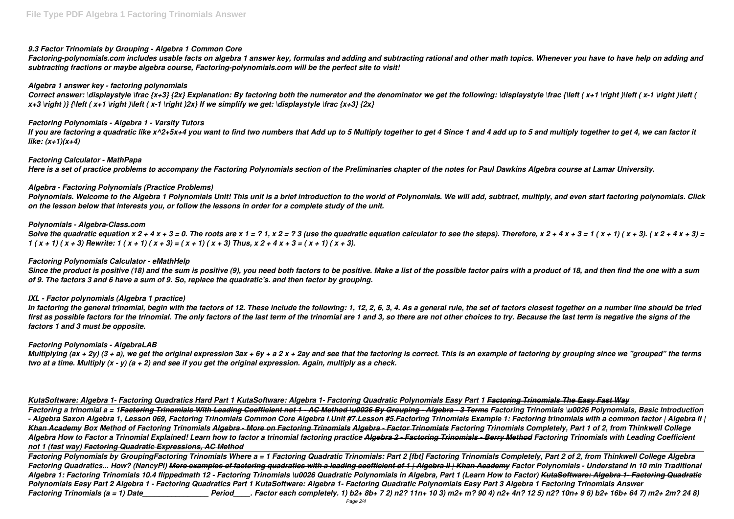### 9.3 Factor Trinomials by Grouping - Algebra 1 Common Core

*Factoring-polynomials.com includes usable facts on algebra 1 answer key, formulas and adding and subtracting rational and other math topics. Whenever you have to have help on adding and subtracting fractions or maybe algebra course, Factoring-polynomials.com will be the perfect site to visit!*

### Algebra 1 answer key - factoring polynomials

*Correct answer: \displaystyle \frac {x+3} {2x} Explanation: By factoring both the numerator and the denominator we get the following: \displaystyle \frac {\left ( x+1 \right )\left ( x-1 \right )\left ( x+3 \right )} {\left ( x+1 \right )\left ( x-1 \right )2x} If we simplify we get: \displaystyle \frac {x+3} {2x}*

### Factoring Polynomials - Algebra 1 - Varsity Tutors

*If you are factoring a quadratic like x^2+5x+4 you want to find two numbers that Add up to 5 Multiply together to get 4 Since 1 and 4 add up to 5 and multiply together to get 4, we can factor it like: (x+1)(x+4)*

### Factoring Calculator - MathPapa

*Here is a set of practice problems to accompany the Factoring Polynomials section of the Preliminaries chapter of the notes for Paul Dawkins Algebra course at Lamar University.*

### Algebra - Factoring Polynomials (Practice Problems)

*Polynomials. Welcome to the Algebra 1 Polynomials Unit! This unit is a brief introduction to the world of Polynomials. We will add, subtract, multiply, and even start factoring polynomials. Click on the lesson below that interests you, or follow the lessons in order for a complete study of the unit.*

### Polynomials - Algebra-Class.com

*Solve the quadratic equation x 2 + 4 x + 3 = 0. The roots are x 1 = ? 1, x 2 = ? 3 (use the quadratic equation calculator to see the steps). Therefore, x 2 + 4 x + 3 = 1 ( x + 1) ( x + 3). ( x 2 + 4 x + 3) = 1 ( x + 1) ( x + 3) Rewrite: 1 ( x + 1) ( x + 3) = ( x + 1) ( x + 3) Thus, x 2 + 4 x + 3 = ( x + 1) ( x + 3).*

### Factoring Polynomials Calculator - eMathHelp

*Since the product is positive (18) and the sum is positive (9), you need both factors to be positive. Make a list of the possible factor pairs with a product of 18, and then find the one with a sum of 9. The factors 3 and 6 have a sum of 9. So, replace the quadratic's. and then factor by grouping.*

### IXL - Factor polynomials (Algebra 1 practice)

*In factoring the general trinomial, begin with the factors of 12. These include the following: 1, 12, 2, 6, 3, 4. As a general rule, the set of factors closest together on a number line should be tried first as possible factors for the trinomial. The only factors of the last term of the trinomial are 1 and 3, so there are not other choices to try. Because the last term is negative the signs of the factors 1 and 3 must be opposite.*

### Factoring Polynomials - AlgebraLAB

*Multiplying (ax + 2y) (3 + a), we get the original expression 3ax + 6y + a 2 x + 2ay and see that the factoring is correct. This is an example of factoring by grouping since we "grouped" the terms two at a time. Multiply (x - y) (a + 2) and see if you get the original expression. Again, multiply as a check.*

---

*KutaSoftware: Algebra 1- Factoring Quadratics Hard Part 1 KutaSoftware: Algebra 1- Factoring Quadratic Polynomials Easy Part 1 ~~Factoring Trinomials The Easy Fast Way~~*

---

*Factoring a trinomial a = 1~~Factoring Trinomials With Leading Coefficient not 1 - AC Method \u0026 By Grouping - Algebra - 3 Terms~~ Factoring Trinomials \u0026 Polynomials, Basic Introduction - Algebra Saxon Algebra 1, Lesson 069, Factoring Trinomials Common Core Algebra I.Unit #7.Lesson #5.Factoring Trinomials ~~Example 1: Factoring trinomials with a common factor | Algebra II | Khan Academy~~ Box Method of Factoring Trinomials ~~Algebra - More on Factoring Trinomials~~ ~~Algebra - Factor Trinomials~~ Factoring Trinomials Completely, Part 1 of 2, from Thinkwell College Algebra How to Factor a Trinomial Explained! Learn how to factor a trinomial factoring practice ~~Algebra 2 - Factoring Trinomials - Berry Method~~ Factoring Trinomials with Leading Coefficient not 1 (fast way) ~~Factoring Quadratic Expressions, AC Method~~*

---

*Factoring Polynomials by GroupingFactoring Trinomials Where a = 1 Factoring Quadratic Trinomials: Part 2 [fbt] Factoring Trinomials Completely, Part 2 of 2, from Thinkwell College Algebra Factoring Quadratics... How? (NancyPi) ~~More examples of factoring quadratics with a leading coefficient of 1 | Algebra II | Khan Academy~~ Factor Polynomials - Understand In 10 min Traditional Algebra 1: Factoring Trinomials 10.4 flippedmath 12 - Factoring Trinomials \u0026 Quadratic Polynomials in Algebra, Part 1 (Learn How to Factor) ~~KutaSoftware: Algebra 1- Factoring Quadratic Polynomials Easy Part 2~~ ~~Algebra 1 - Factoring Quadratics Part 1~~ ~~KutaSoftware: Algebra 1- Factoring Quadratic Polynomials Easy Part 3~~ Algebra 1 Factoring Trinomials Answer*

*Factoring Trinomials (a = 1) Date\_\_\_\_\_\_\_\_\_\_\_\_\_\_\_\_ Period\_\_\_\_. Factor each completely. 1) b2+ 8b+ 7 2) n2? 11n+ 10 3) m2+ m? 90 4) n2+ 4n? 12 5) n2? 10n+ 9 6) b2+ 16b+ 64 7) m2+ 2m? 24 8)*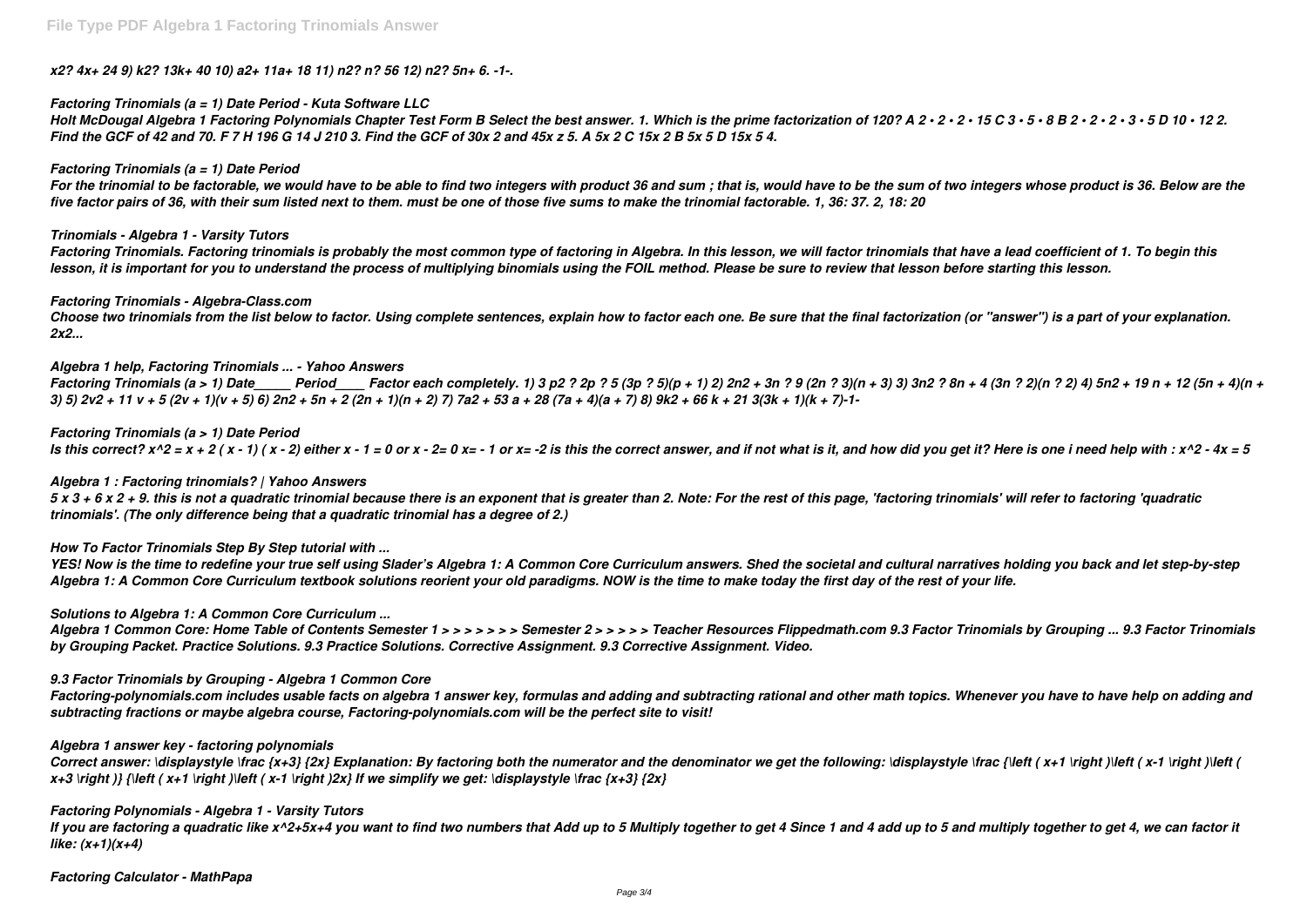*x2? 4x+ 24 9) k2? 13k+ 40 10) a2+ 11a+ 18 11) n2? n? 56 12) n2? 5n+ 6. -1-.*

***Factoring Trinomials (a = 1) Date Period - Kuta Software LLC***

***Holt McDougal Algebra 1 Factoring Polynomials Chapter Test Form B Select the best answer. 1. Which is the prime factorization of 120? A 2 • 2 • 2 • 15 C 3 • 5 • 8 B 2 • 2 • 2 • 3 • 5 D 10 • 12 2. Find the GCF of 42 and 70. F 7 H 196 G 14 J 210 3. Find the GCF of 30x 2 and 45x z 5. A 5x 2 C 15x 2 B 5x 5 D 15x 5 4.***

***Factoring Trinomials (a = 1) Date Period***

***For the trinomial to be factorable, we would have to be able to find two integers with product 36 and sum ; that is, would have to be the sum of two integers whose product is 36. Below are the five factor pairs of 36, with their sum listed next to them. must be one of those five sums to make the trinomial factorable. 1, 36: 37. 2, 18: 20***

***Trinomials - Algebra 1 - Varsity Tutors***

***Factoring Trinomials. Factoring trinomials is probably the most common type of factoring in Algebra. In this lesson, we will factor trinomials that have a lead coefficient of 1. To begin this lesson, it is important for you to understand the process of multiplying binomials using the FOIL method. Please be sure to review that lesson before starting this lesson.***

***Factoring Trinomials - Algebra-Class.com***

***Choose two trinomials from the list below to factor. Using complete sentences, explain how to factor each one. Be sure that the final factorization (or "answer") is a part of your explanation. 2x2...***

***Algebra 1 help, Factoring Trinomials ... - Yahoo Answers***

***Factoring Trinomials (a > 1) Date_____ Period____ Factor each completely. 1) 3 p2 ? 2p ? 5 (3p ? 5)(p + 1) 2) 2n2 + 3n ? 9 (2n ? 3)(n + 3) 3) 3n2 ? 8n + 4 (3n ? 2)(n ? 2) 4) 5n2 + 19 n + 12 (5n + 4)(n + 3) 5) 2v2 + 11 v + 5 (2v + 1)(v + 5) 6) 2n2 + 5n + 2 (2n + 1)(n + 2) 7) 7a2 + 53 a + 28 (7a + 4)(a + 7) 8) 9k2 + 66 k + 21 3(3k + 1)(k + 7)-1-***

***Factoring Trinomials (a > 1) Date Period***

***Is this correct? x^2 = x + 2 ( x - 1) ( x - 2) either x - 1 = 0 or x - 2= 0 x= - 1 or x= -2 is this the correct answer, and if not what is it, and how did you get it? Here is one i need help with : x^2 - 4x = 5***

***Algebra 1 : Factoring trinomials? | Yahoo Answers***

***5 x 3 + 6 x 2 + 9. this is not a quadratic trinomial because there is an exponent that is greater than 2. Note: For the rest of this page, 'factoring trinomials' will refer to factoring 'quadratic trinomials'. (The only difference being that a quadratic trinomial has a degree of 2.)***

***How To Factor Trinomials Step By Step tutorial with ...***

***YES! Now is the time to redefine your true self using Slader's Algebra 1: A Common Core Curriculum answers. Shed the societal and cultural narratives holding you back and let step-by-step Algebra 1: A Common Core Curriculum textbook solutions reorient your old paradigms. NOW is the time to make today the first day of the rest of your life.***

***Solutions to Algebra 1: A Common Core Curriculum ...***

***Algebra 1 Common Core: Home Table of Contents Semester 1 > > > > > > > Semester 2 > > > > > Teacher Resources Flippedmath.com 9.3 Factor Trinomials by Grouping ... 9.3 Factor Trinomials by Grouping Packet. Practice Solutions. 9.3 Practice Solutions. Corrective Assignment. 9.3 Corrective Assignment. Video.***

***9.3 Factor Trinomials by Grouping - Algebra 1 Common Core***

***Factoring-polynomials.com includes usable facts on algebra 1 answer key, formulas and adding and subtracting rational and other math topics. Whenever you have to have help on adding and subtracting fractions or maybe algebra course, Factoring-polynomials.com will be the perfect site to visit!***

***Algebra 1 answer key - factoring polynomials***

***Correct answer: \displaystyle \frac {x+3} {2x} Explanation: By factoring both the numerator and the denominator we get the following: \displaystyle \frac {\left ( x+1 \right )\left ( x-1 \right )\left ( x+3 \right )} {\left ( x+1 \right )\left ( x-1 \right )2x} If we simplify we get: \displaystyle \frac {x+3} {2x}***

***Factoring Polynomials - Algebra 1 - Varsity Tutors***

***If you are factoring a quadratic like x^2+5x+4 you want to find two numbers that Add up to 5 Multiply together to get 4 Since 1 and 4 add up to 5 and multiply together to get 4, we can factor it like: (x+1)(x+4)***

***Factoring Calculator - MathPapa***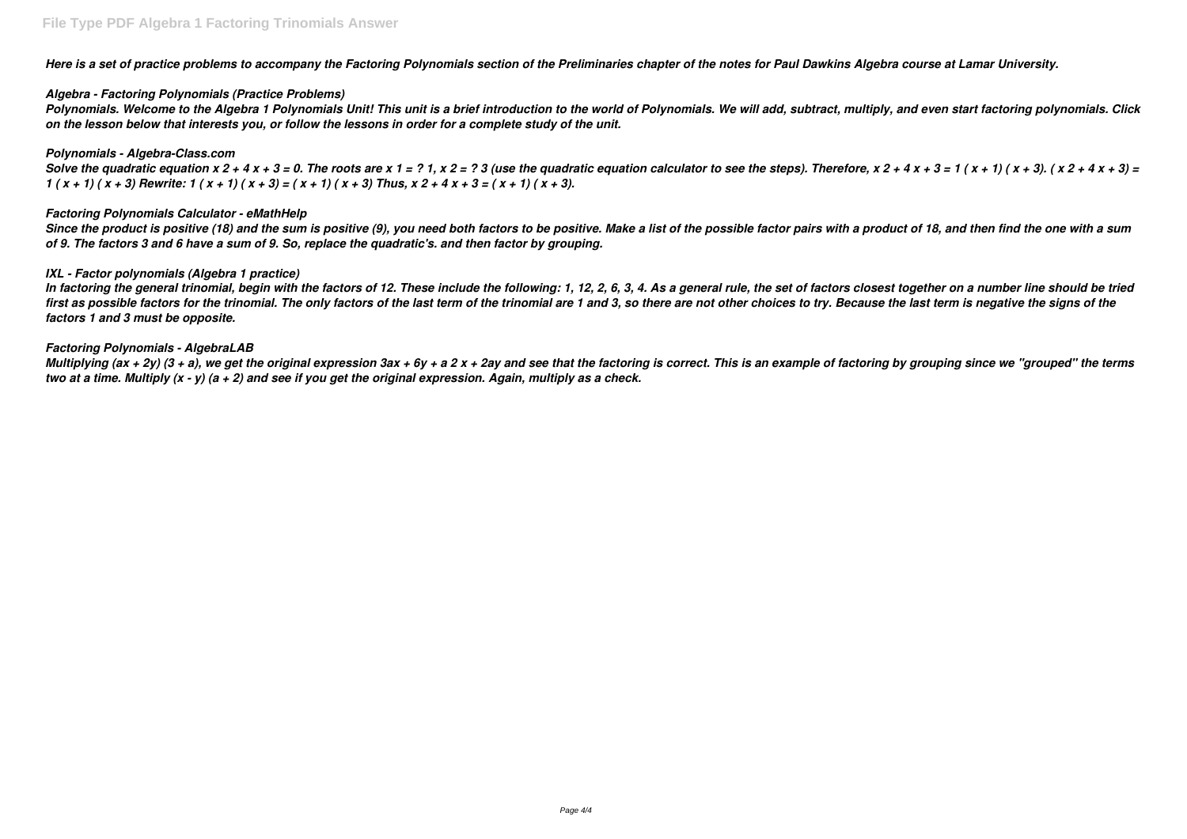*Here is a set of practice problems to accompany the Factoring Polynomials section of the Preliminaries chapter of the notes for Paul Dawkins Algebra course at Lamar University.*

### *Algebra - Factoring Polynomials (Practice Problems)*

*Polynomials. Welcome to the Algebra 1 Polynomials Unit! This unit is a brief introduction to the world of Polynomials. We will add, subtract, multiply, and even start factoring polynomials. Click on the lesson below that interests you, or follow the lessons in order for a complete study of the unit.*

### *Polynomials - Algebra-Class.com*

*Solve the quadratic equation $x 2 + 4 x + 3 = 0$. The roots are $x 1 = ? 1$, $x 2 = ? 3$ (use the quadratic equation calculator to see the steps). Therefore, $x 2 + 4 x + 3 = 1 ( x + 1) ( x + 3)$. $( x 2 + 4 x + 3) = 1 ( x + 1) ( x + 3)$ Rewrite: $1 ( x + 1) ( x + 3) = ( x + 1) ( x + 3)$ Thus, $x 2 + 4 x + 3 = ( x + 1) ( x + 3)$.*

### *Factoring Polynomials Calculator - eMathHelp*

*Since the product is positive (18) and the sum is positive (9), you need both factors to be positive. Make a list of the possible factor pairs with a product of 18, and then find the one with a sum of 9. The factors 3 and 6 have a sum of 9. So, replace the quadratic's. and then factor by grouping.*

### *IXL - Factor polynomials (Algebra 1 practice)*

*In factoring the general trinomial, begin with the factors of 12. These include the following: 1, 12, 2, 6, 3, 4. As a general rule, the set of factors closest together on a number line should be tried first as possible factors for the trinomial. The only factors of the last term of the trinomial are 1 and 3, so there are not other choices to try. Because the last term is negative the signs of the factors 1 and 3 must be opposite.*

### *Factoring Polynomials - AlgebraLAB*

*Multiplying $(ax + 2y) (3 + a)$, we get the original expression $3ax + 6y + a 2 x + 2ay$ and see that the factoring is correct. This is an example of factoring by grouping since we "grouped" the terms two at a time. Multiply $(x - y) (a + 2)$ and see if you get the original expression. Again, multiply as a check.*